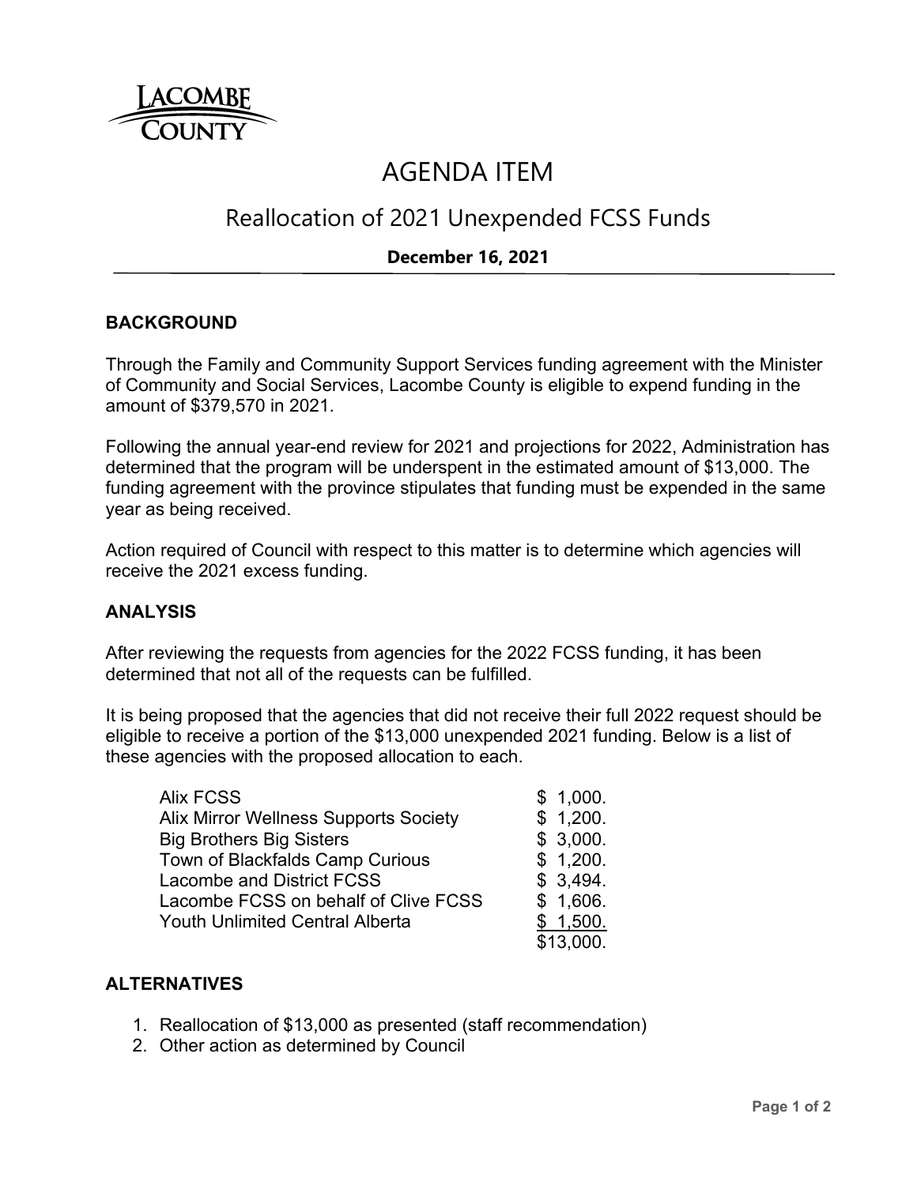LACOMBE COUNTY

# AGENDA ITEM

## Reallocation of 2021 Unexpended FCSS Funds

**December 16, 2021**

### BACKGROUND

Through the Family and Community Support Services funding agreement with the Minister of Community and Social Services, Lacombe County is eligible to expend funding in the amount of $379,570 in 2021.

Following the annual year-end review for 2021 and projections for 2022, Administration has determined that the program will be underspent in the estimated amount of $13,000. The funding agreement with the province stipulates that funding must be expended in the same year as being received.

Action required of Council with respect to this matter is to determine which agencies will receive the 2021 excess funding.

### ANALYSIS

After reviewing the requests from agencies for the 2022 FCSS funding, it has been determined that not all of the requests can be fulfilled.

It is being proposed that the agencies that did not receive their full 2022 request should be eligible to receive a portion of the $13,000 unexpended 2021 funding. Below is a list of these agencies with the proposed allocation to each.

| Agency | Allocation |
|---|---|
| Alix FCSS | $ 1,000. |
| Alix Mirror Wellness Supports Society | $ 1,200. |
| Big Brothers Big Sisters | $ 3,000. |
| Town of Blackfalds Camp Curious | $ 1,200. |
| Lacombe and District FCSS | $ 3,494. |
| Lacombe FCSS on behalf of Clive FCSS | $ 1,606. |
| Youth Unlimited Central Alberta | $ 1,500. |
| | $13,000. |

### ALTERNATIVES

1. Reallocation of $13,000 as presented (staff recommendation)
2. Other action as determined by Council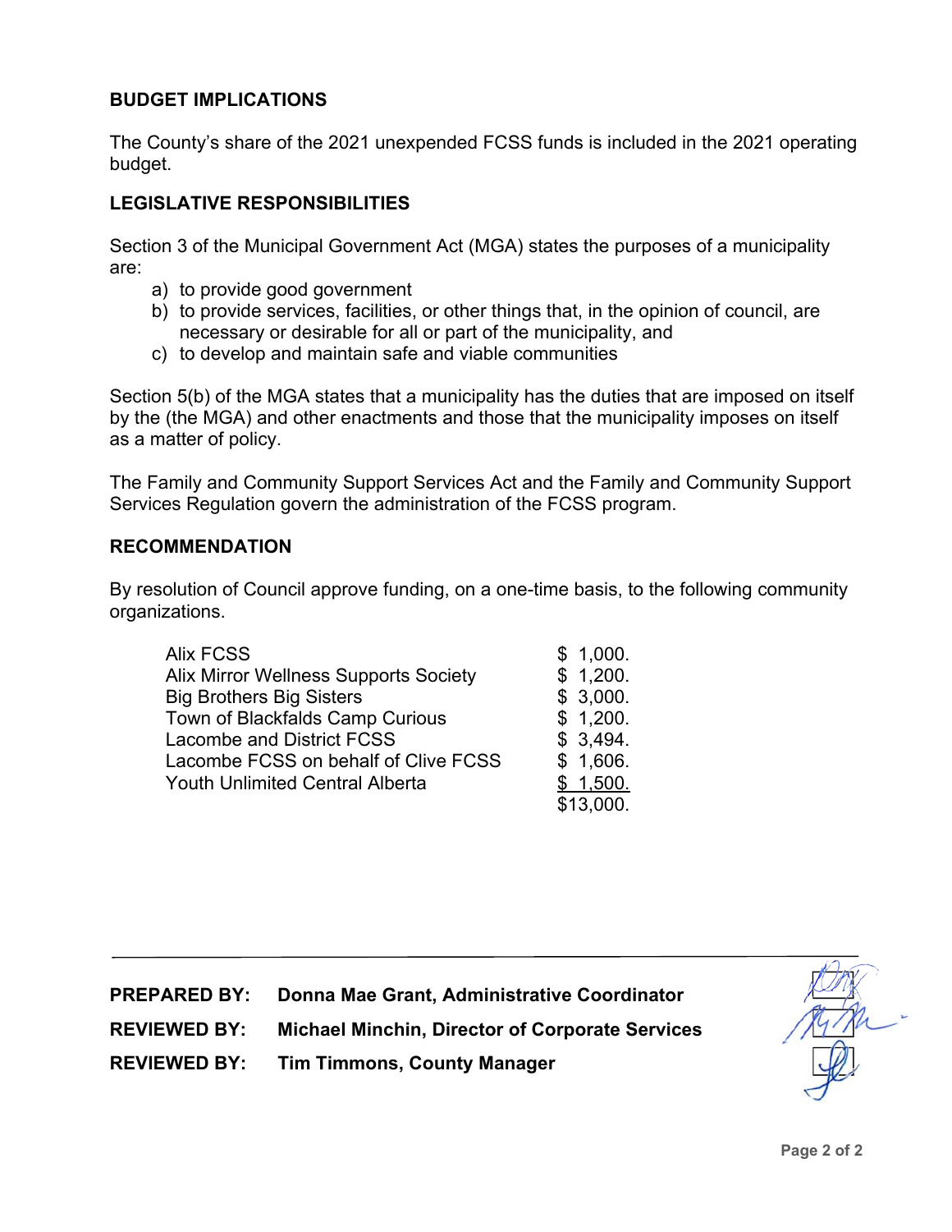## BUDGET IMPLICATIONS

The County's share of the 2021 unexpended FCSS funds is included in the 2021 operating budget.

## LEGISLATIVE RESPONSIBILITIES

Section 3 of the Municipal Government Act (MGA) states the purposes of a municipality are:

a) to provide good government
b) to provide services, facilities, or other things that, in the opinion of council, are necessary or desirable for all or part of the municipality, and
c) to develop and maintain safe and viable communities

Section 5(b) of the MGA states that a municipality has the duties that are imposed on itself by the (the MGA) and other enactments and those that the municipality imposes on itself as a matter of policy.

The Family and Community Support Services Act and the Family and Community Support Services Regulation govern the administration of the FCSS program.

## RECOMMENDATION

By resolution of Council approve funding, on a one-time basis, to the following community organizations.

| | |
|---|---|
| Alix FCSS | $ 1,000. |
| Alix Mirror Wellness Supports Society | $ 1,200. |
| Big Brothers Big Sisters | $ 3,000. |
| Town of Blackfalds Camp Curious | $ 1,200. |
| Lacombe and District FCSS | $ 3,494. |
| Lacombe FCSS on behalf of Clive FCSS | $ 1,606. |
| Youth Unlimited Central Alberta | $ 1,500. |
| | $13,000. |

---

**PREPARED BY:** **Donna Mae Grant, Administrative Coordinator**

**REVIEWED BY:** **Michael Minchin, Director of Corporate Services**

**REVIEWED BY:** **Tim Timmons, County Manager**